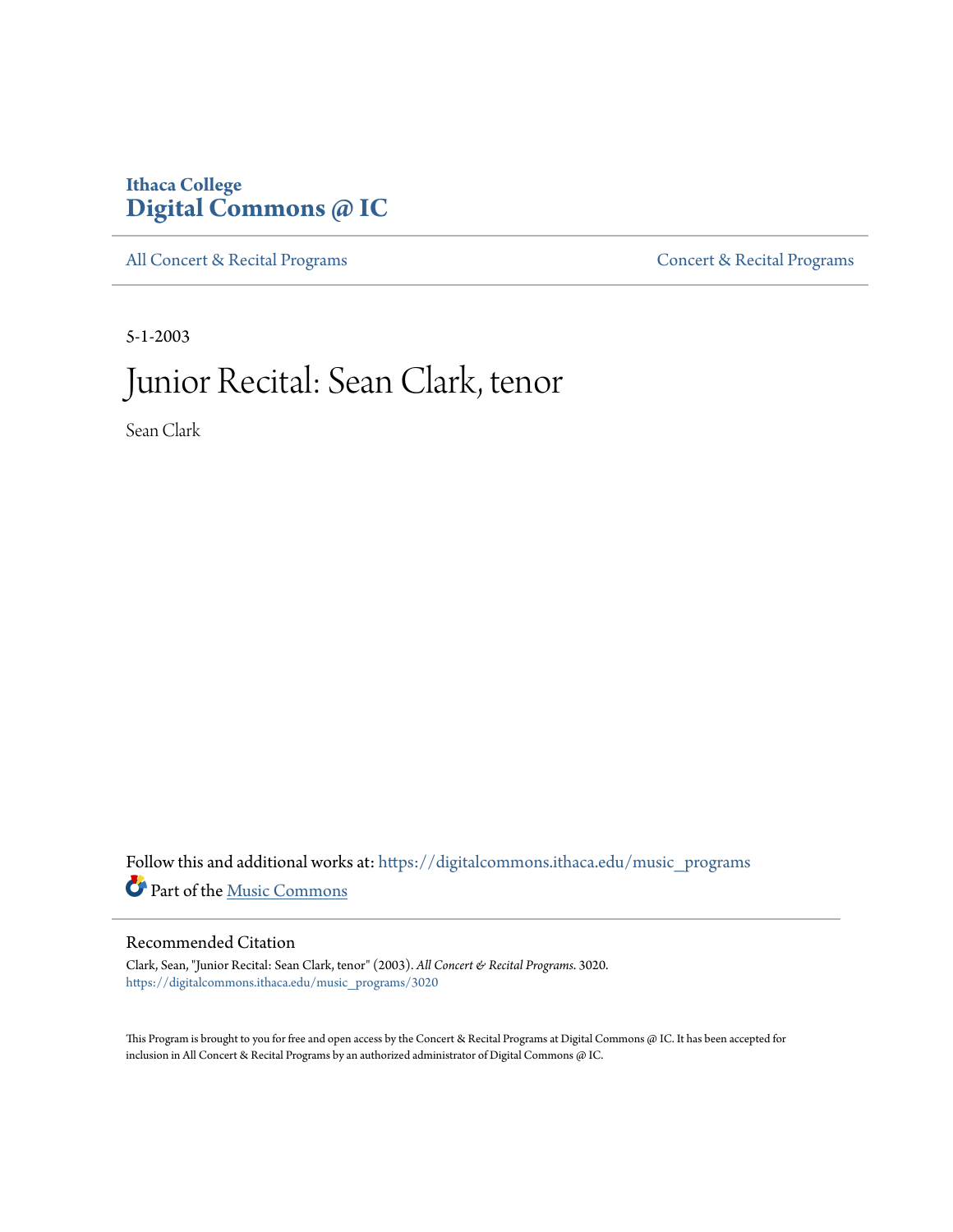Ithaca College
# Digital Commons @ IC

All Concert & Recital Programs | Concert & Recital Programs

5-1-2003

# Junior Recital: Sean Clark, tenor

Sean Clark

Follow this and additional works at: https://digitalcommons.ithaca.edu/music_programs

Part of the Music Commons

## Recommended Citation

Clark, Sean, "Junior Recital: Sean Clark, tenor" (2003). *All Concert & Recital Programs*. 3020.
https://digitalcommons.ithaca.edu/music_programs/3020

This Program is brought to you for free and open access by the Concert & Recital Programs at Digital Commons @ IC. It has been accepted for inclusion in All Concert & Recital Programs by an authorized administrator of Digital Commons @ IC.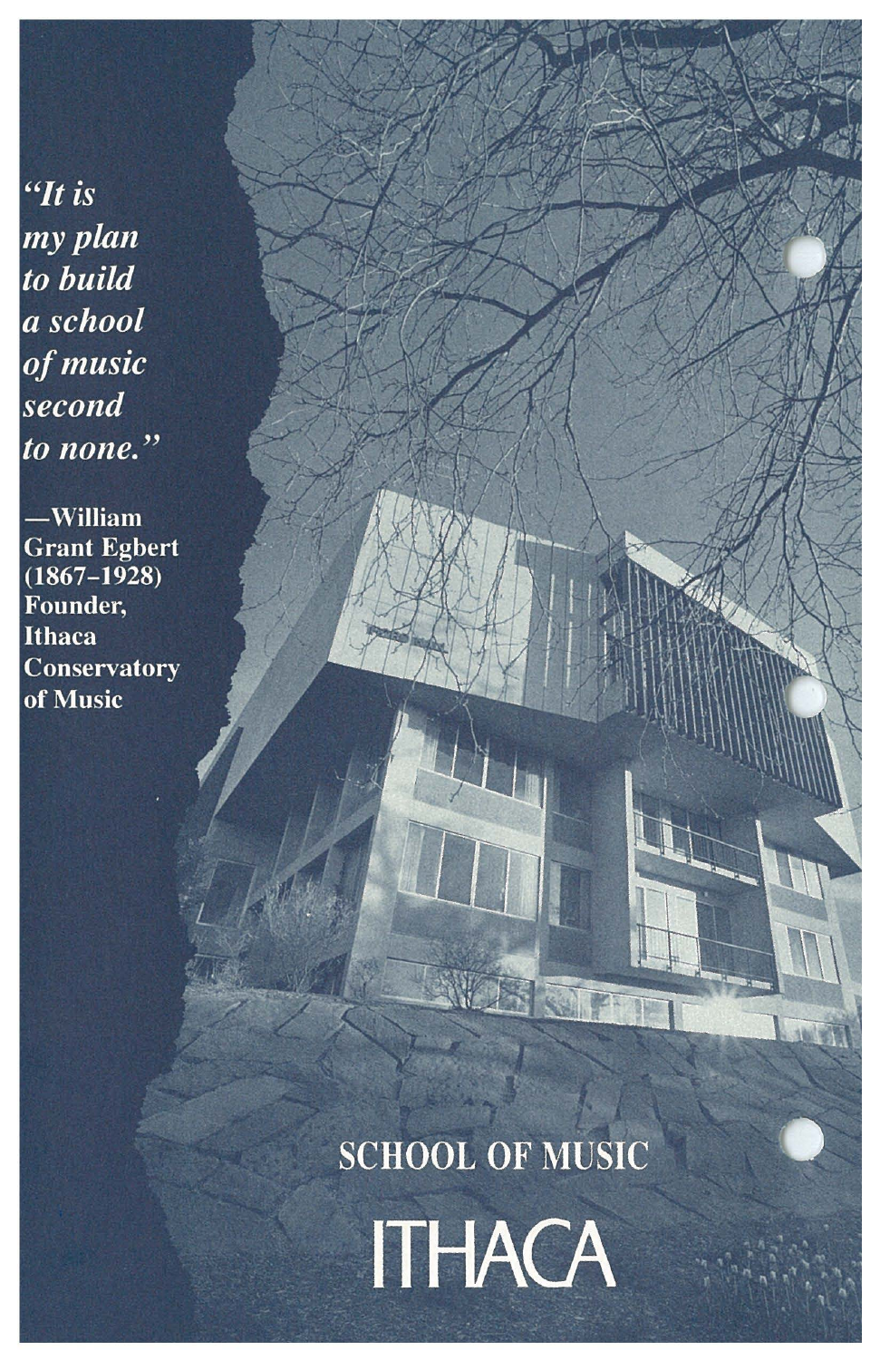*"It is my plan to build a school of music second to none."*

**—William Grant Egbert (1867–1928) Founder, Ithaca Conservatory of Music**

SCHOOL OF MUSIC

ITHACA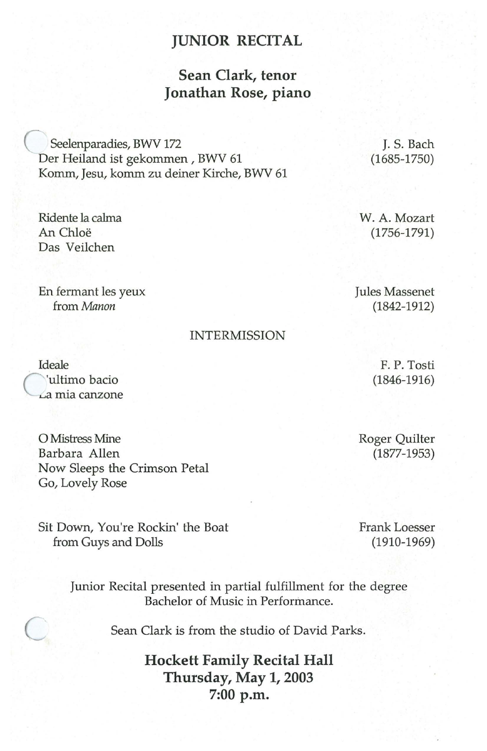# JUNIOR RECITAL

## Sean Clark, tenor
## Jonathan Rose, piano

| | |
|---|---|
| Seelenparadies, BWV 172 | J. S. Bach |
| Der Heiland ist gekommen , BWV 61 | (1685-1750) |
| Komm, Jesu, komm zu deiner Kirche, BWV 61 | |

| | |
|---|---|
| Ridente la calma | W. A. Mozart |
| An Chloë | (1756-1791) |
| Das Veilchen | |

| | |
|---|---|
| En fermant les yeux | Jules Massenet |
| from *Manon* | (1842-1912) |

INTERMISSION

| | |
|---|---|
| Ideale | F. P. Tosti |
| 'ultimo bacio | (1846-1916) |
| a mia canzone | |

| | |
|---|---|
| O Mistress Mine | Roger Quilter |
| Barbara Allen | (1877-1953) |
| Now Sleeps the Crimson Petal | |
| Go, Lovely Rose | |

| | |
|---|---|
| Sit Down, You're Rockin' the Boat | Frank Loesser |
| from Guys and Dolls | (1910-1969) |

Junior Recital presented in partial fulfillment for the degree Bachelor of Music in Performance.

Sean Clark is from the studio of David Parks.

**Hockett Family Recital Hall**
**Thursday, May 1, 2003**
**7:00 p.m.**